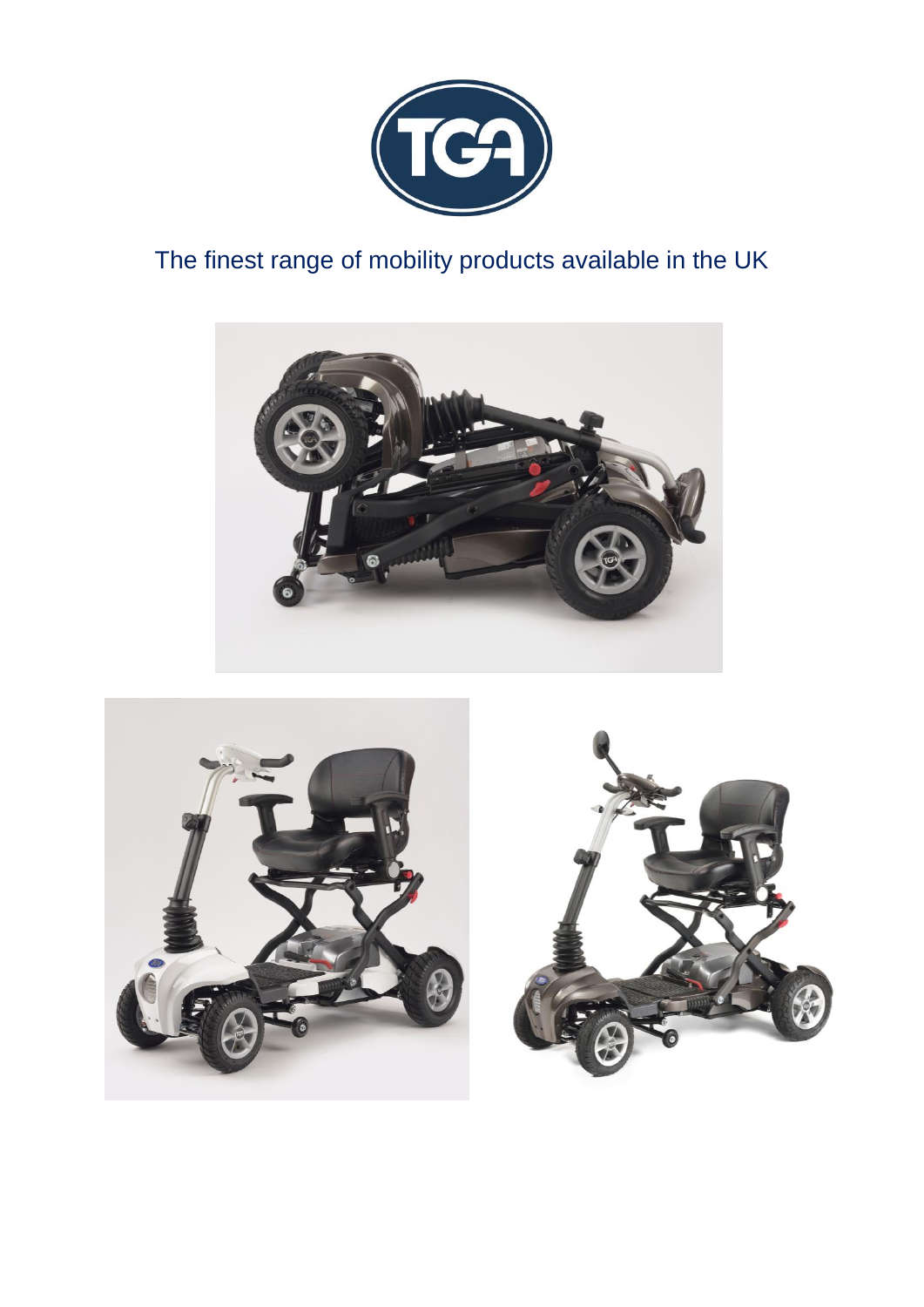TGA

The finest range of mobility products available in the UK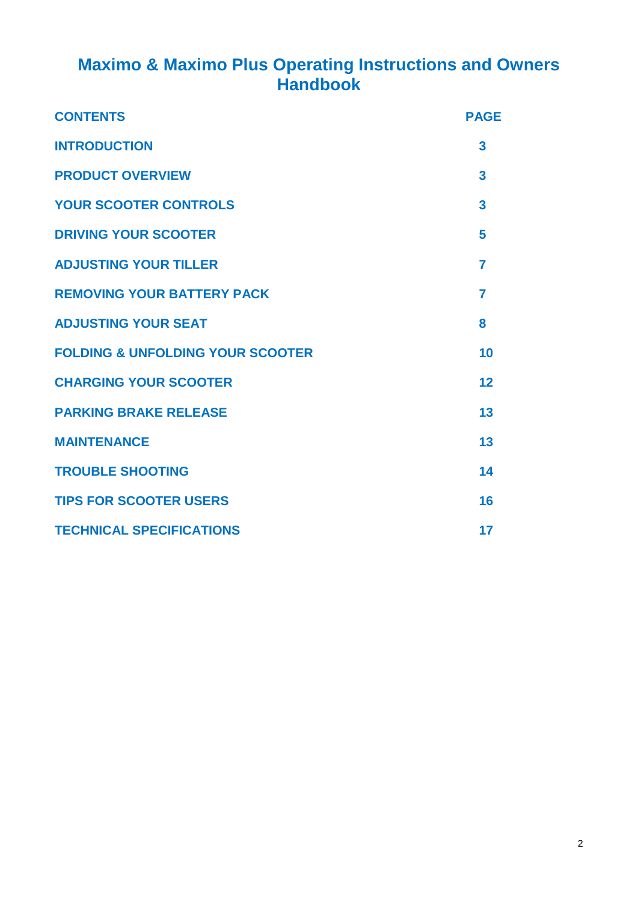# Maximo & Maximo Plus Operating Instructions and Owners Handbook

| CONTENTS | PAGE |
| --- | --- |
| INTRODUCTION | 3 |
| PRODUCT OVERVIEW | 3 |
| YOUR SCOOTER CONTROLS | 3 |
| DRIVING YOUR SCOOTER | 5 |
| ADJUSTING YOUR TILLER | 7 |
| REMOVING YOUR BATTERY PACK | 7 |
| ADJUSTING YOUR SEAT | 8 |
| FOLDING & UNFOLDING YOUR SCOOTER | 10 |
| CHARGING YOUR SCOOTER | 12 |
| PARKING BRAKE RELEASE | 13 |
| MAINTENANCE | 13 |
| TROUBLE SHOOTING | 14 |
| TIPS FOR SCOOTER USERS | 16 |
| TECHNICAL SPECIFICATIONS | 17 |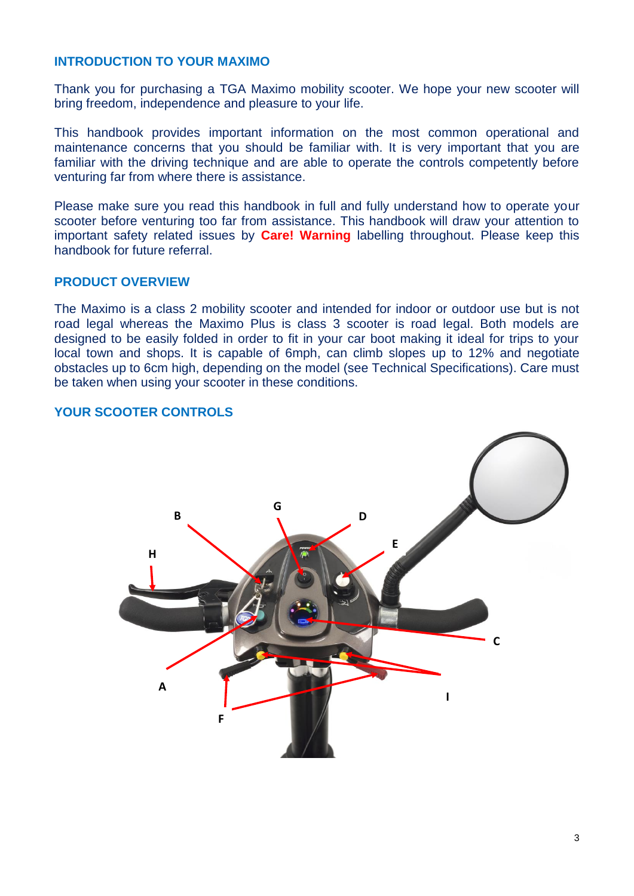## INTRODUCTION TO YOUR MAXIMO

Thank you for purchasing a TGA Maximo mobility scooter. We hope your new scooter will bring freedom, independence and pleasure to your life.

This handbook provides important information on the most common operational and maintenance concerns that you should be familiar with. It is very important that you are familiar with the driving technique and are able to operate the controls competently before venturing far from where there is assistance.

Please make sure you read this handbook in full and fully understand how to operate your scooter before venturing too far from assistance. This handbook will draw your attention to important safety related issues by **Care! Warning** labelling throughout. Please keep this handbook for future referral.

## PRODUCT OVERVIEW

The Maximo is a class 2 mobility scooter and intended for indoor or outdoor use but is not road legal whereas the Maximo Plus is class 3 scooter is road legal. Both models are designed to be easily folded in order to fit in your car boot making it ideal for trips to your local town and shops. It is capable of 6mph, can climb slopes up to 12% and negotiate obstacles up to 6cm high, depending on the model (see Technical Specifications). Care must be taken when using your scooter in these conditions.

## YOUR SCOOTER CONTROLS

B G D E H C A I F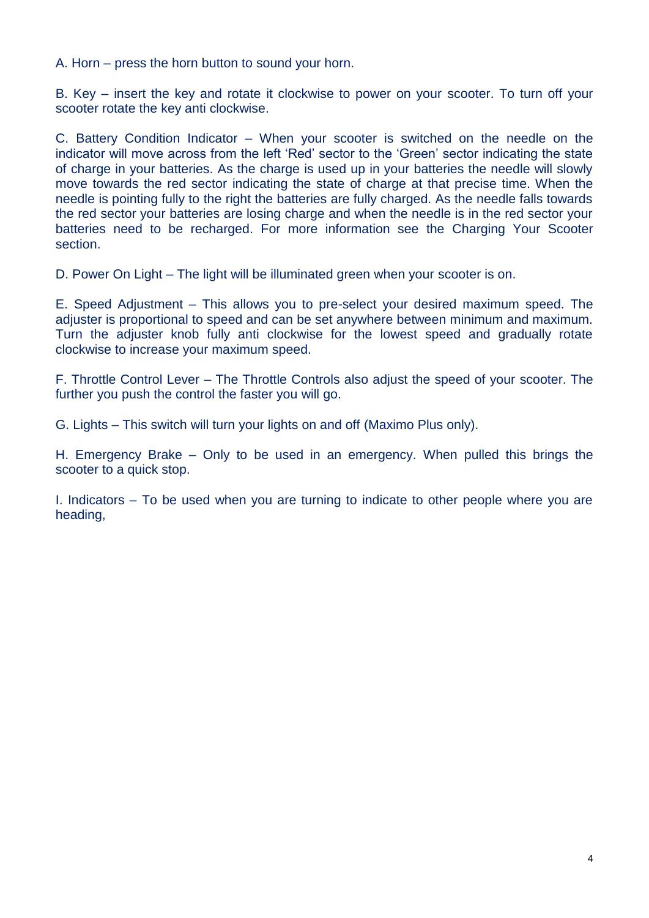A. Horn – press the horn button to sound your horn.

B. Key – insert the key and rotate it clockwise to power on your scooter. To turn off your scooter rotate the key anti clockwise.

C. Battery Condition Indicator – When your scooter is switched on the needle on the indicator will move across from the left 'Red' sector to the 'Green' sector indicating the state of charge in your batteries. As the charge is used up in your batteries the needle will slowly move towards the red sector indicating the state of charge at that precise time. When the needle is pointing fully to the right the batteries are fully charged. As the needle falls towards the red sector your batteries are losing charge and when the needle is in the red sector your batteries need to be recharged. For more information see the Charging Your Scooter section.

D. Power On Light – The light will be illuminated green when your scooter is on.

E. Speed Adjustment – This allows you to pre-select your desired maximum speed. The adjuster is proportional to speed and can be set anywhere between minimum and maximum. Turn the adjuster knob fully anti clockwise for the lowest speed and gradually rotate clockwise to increase your maximum speed.

F. Throttle Control Lever – The Throttle Controls also adjust the speed of your scooter. The further you push the control the faster you will go.

G. Lights – This switch will turn your lights on and off (Maximo Plus only).

H. Emergency Brake – Only to be used in an emergency. When pulled this brings the scooter to a quick stop.

I. Indicators – To be used when you are turning to indicate to other people where you are heading,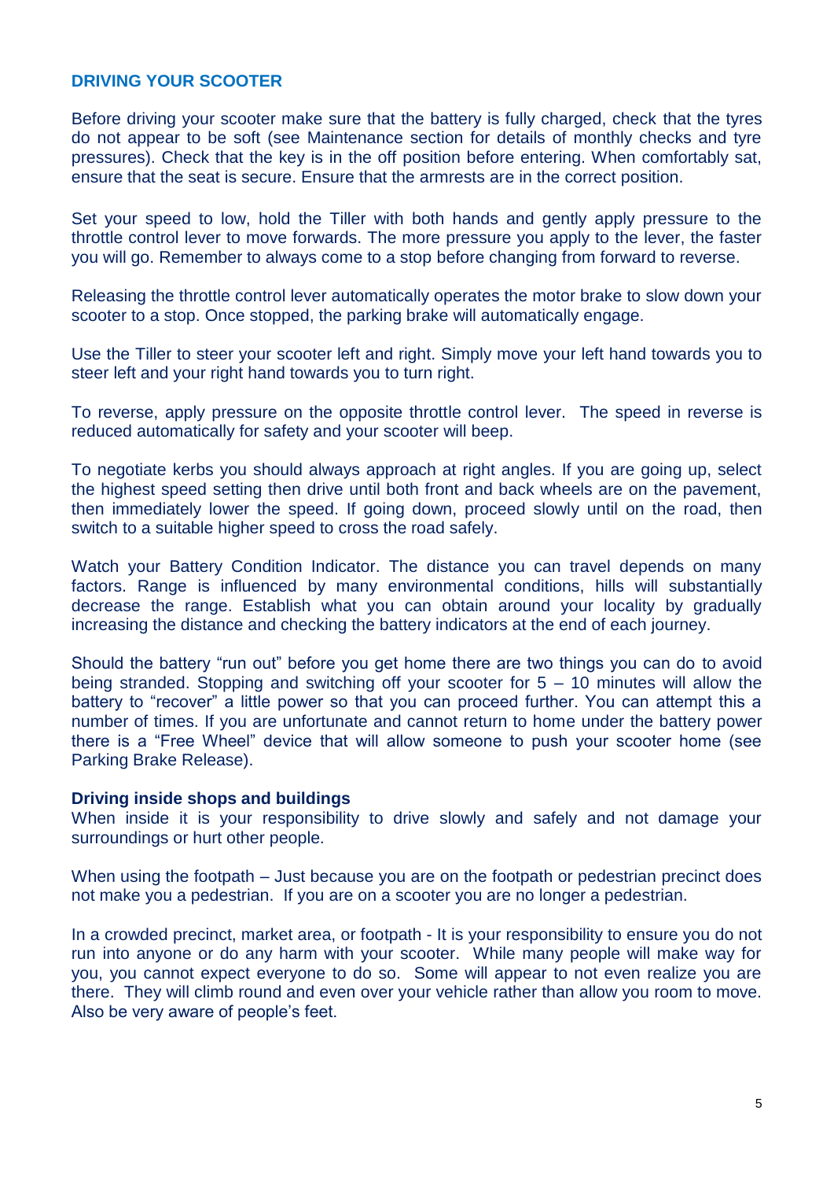## DRIVING YOUR SCOOTER

Before driving your scooter make sure that the battery is fully charged, check that the tyres do not appear to be soft (see Maintenance section for details of monthly checks and tyre pressures). Check that the key is in the off position before entering. When comfortably sat, ensure that the seat is secure. Ensure that the armrests are in the correct position.

Set your speed to low, hold the Tiller with both hands and gently apply pressure to the throttle control lever to move forwards. The more pressure you apply to the lever, the faster you will go. Remember to always come to a stop before changing from forward to reverse.

Releasing the throttle control lever automatically operates the motor brake to slow down your scooter to a stop. Once stopped, the parking brake will automatically engage.

Use the Tiller to steer your scooter left and right. Simply move your left hand towards you to steer left and your right hand towards you to turn right.

To reverse, apply pressure on the opposite throttle control lever. The speed in reverse is reduced automatically for safety and your scooter will beep.

To negotiate kerbs you should always approach at right angles. If you are going up, select the highest speed setting then drive until both front and back wheels are on the pavement, then immediately lower the speed. If going down, proceed slowly until on the road, then switch to a suitable higher speed to cross the road safely.

Watch your Battery Condition Indicator. The distance you can travel depends on many factors. Range is influenced by many environmental conditions, hills will substantially decrease the range. Establish what you can obtain around your locality by gradually increasing the distance and checking the battery indicators at the end of each journey.

Should the battery "run out" before you get home there are two things you can do to avoid being stranded. Stopping and switching off your scooter for 5 – 10 minutes will allow the battery to "recover" a little power so that you can proceed further. You can attempt this a number of times. If you are unfortunate and cannot return to home under the battery power there is a "Free Wheel" device that will allow someone to push your scooter home (see Parking Brake Release).

### Driving inside shops and buildings

When inside it is your responsibility to drive slowly and safely and not damage your surroundings or hurt other people.

When using the footpath – Just because you are on the footpath or pedestrian precinct does not make you a pedestrian. If you are on a scooter you are no longer a pedestrian.

In a crowded precinct, market area, or footpath - It is your responsibility to ensure you do not run into anyone or do any harm with your scooter. While many people will make way for you, you cannot expect everyone to do so. Some will appear to not even realize you are there. They will climb round and even over your vehicle rather than allow you room to move. Also be very aware of people's feet.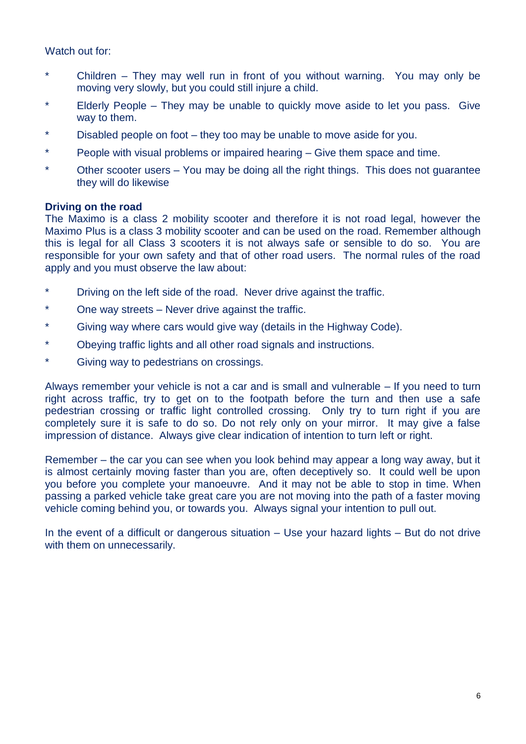Watch out for:

* Children – They may well run in front of you without warning. You may only be moving very slowly, but you could still injure a child.
* Elderly People – They may be unable to quickly move aside to let you pass. Give way to them.
* Disabled people on foot – they too may be unable to move aside for you.
* People with visual problems or impaired hearing – Give them space and time.
* Other scooter users – You may be doing all the right things. This does not guarantee they will do likewise

**Driving on the road**

The Maximo is a class 2 mobility scooter and therefore it is not road legal, however the Maximo Plus is a class 3 mobility scooter and can be used on the road. Remember although this is legal for all Class 3 scooters it is not always safe or sensible to do so. You are responsible for your own safety and that of other road users. The normal rules of the road apply and you must observe the law about:

* Driving on the left side of the road. Never drive against the traffic.
* One way streets – Never drive against the traffic.
* Giving way where cars would give way (details in the Highway Code).
* Obeying traffic lights and all other road signals and instructions.
* Giving way to pedestrians on crossings.

Always remember your vehicle is not a car and is small and vulnerable – If you need to turn right across traffic, try to get on to the footpath before the turn and then use a safe pedestrian crossing or traffic light controlled crossing. Only try to turn right if you are completely sure it is safe to do so. Do not rely only on your mirror. It may give a false impression of distance. Always give clear indication of intention to turn left or right.

Remember – the car you can see when you look behind may appear a long way away, but it is almost certainly moving faster than you are, often deceptively so. It could well be upon you before you complete your manoeuvre. And it may not be able to stop in time. When passing a parked vehicle take great care you are not moving into the path of a faster moving vehicle coming behind you, or towards you. Always signal your intention to pull out.

In the event of a difficult or dangerous situation – Use your hazard lights – But do not drive with them on unnecessarily.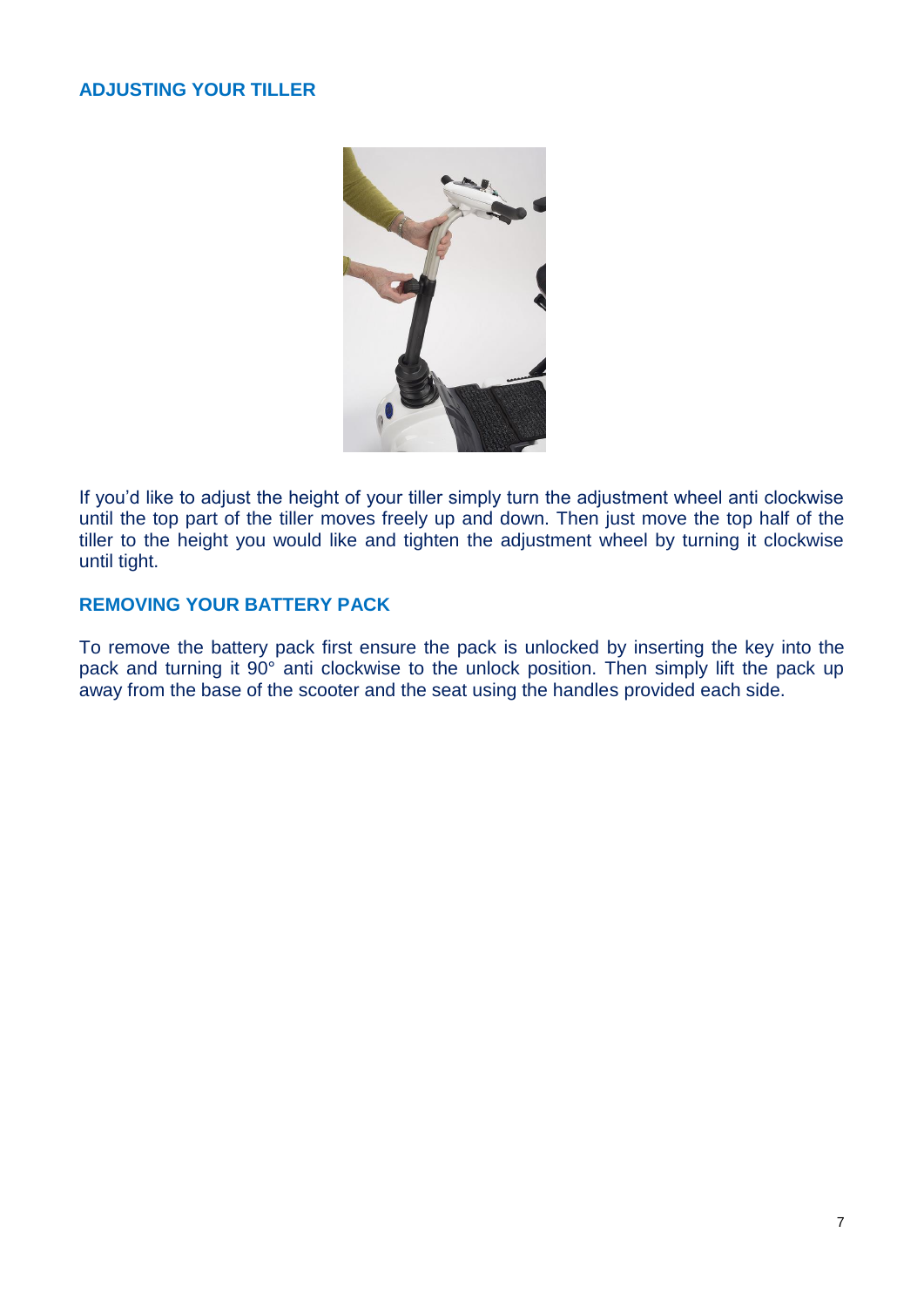## ADJUSTING YOUR TILLER

If you'd like to adjust the height of your tiller simply turn the adjustment wheel anti clockwise until the top part of the tiller moves freely up and down. Then just move the top half of the tiller to the height you would like and tighten the adjustment wheel by turning it clockwise until tight.

## REMOVING YOUR BATTERY PACK

To remove the battery pack first ensure the pack is unlocked by inserting the key into the pack and turning it 90° anti clockwise to the unlock position. Then simply lift the pack up away from the base of the scooter and the seat using the handles provided each side.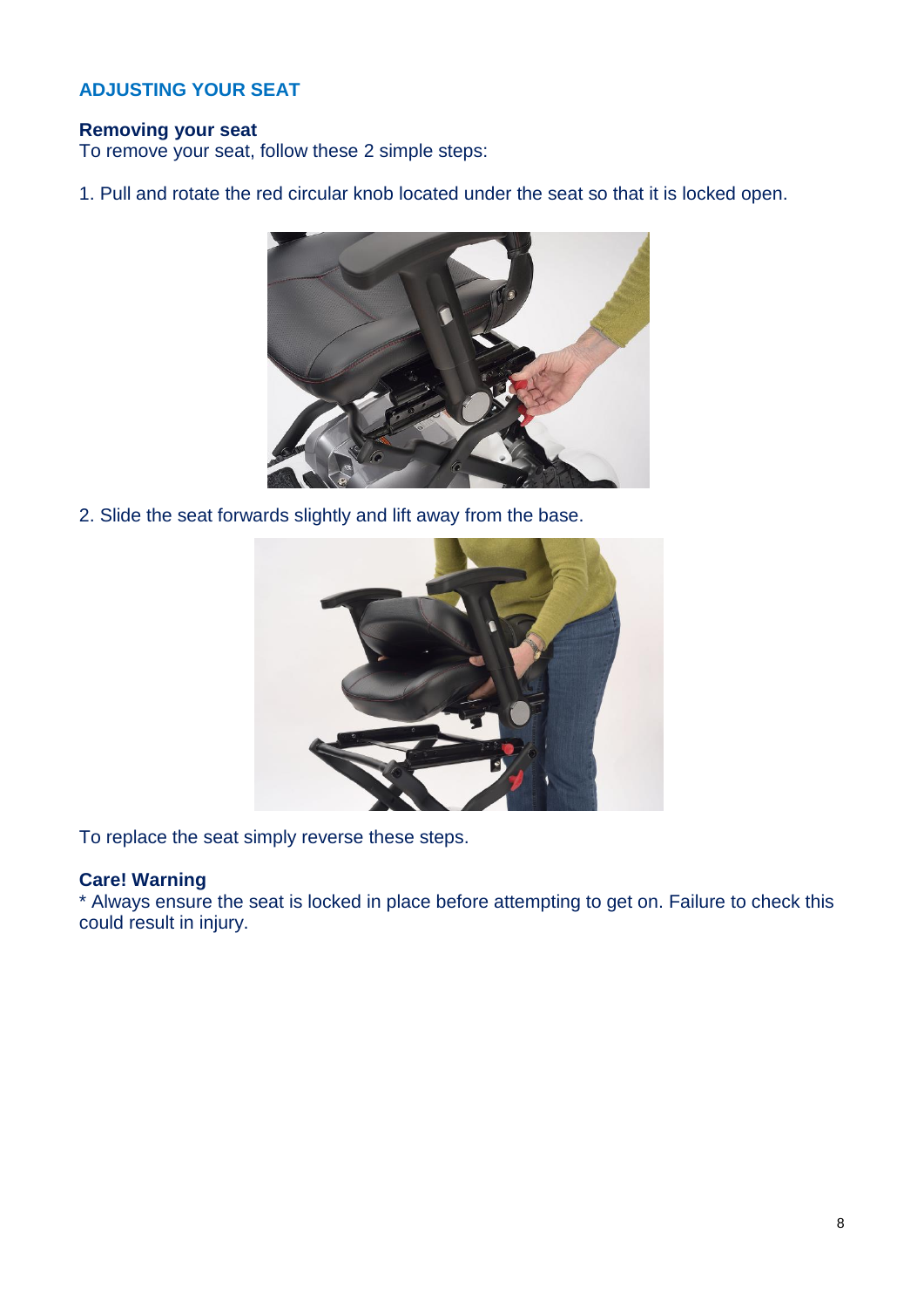## ADJUSTING YOUR SEAT

### Removing your seat

To remove your seat, follow these 2 simple steps:

1. Pull and rotate the red circular knob located under the seat so that it is locked open.

2. Slide the seat forwards slightly and lift away from the base.

To replace the seat simply reverse these steps.

### Care! Warning

* Always ensure the seat is locked in place before attempting to get on. Failure to check this could result in injury.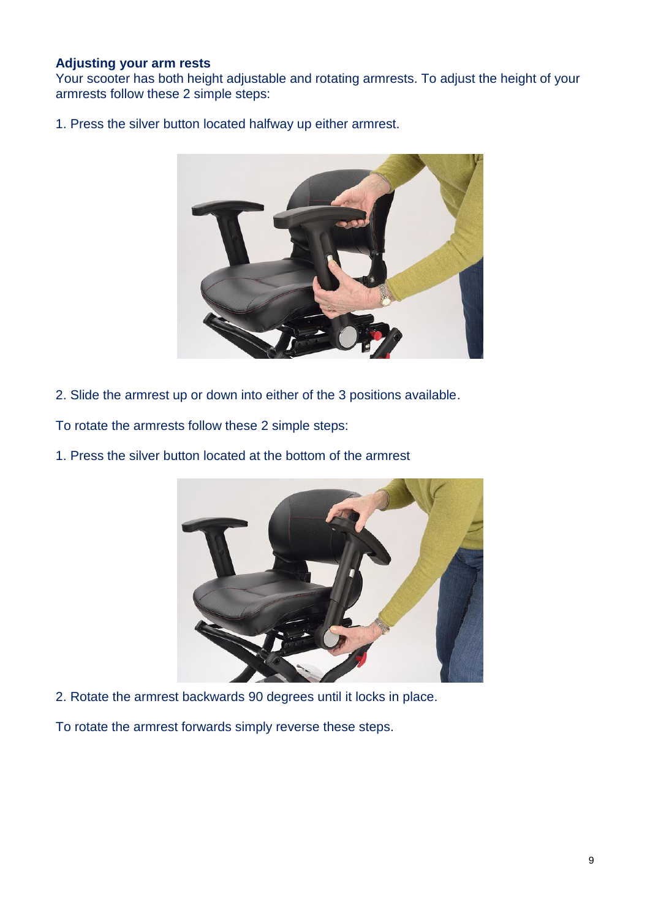**Adjusting your arm rests**

Your scooter has both height adjustable and rotating armrests. To adjust the height of your armrests follow these 2 simple steps:

1. Press the silver button located halfway up either armrest.

2. Slide the armrest up or down into either of the 3 positions available.

To rotate the armrests follow these 2 simple steps:

1. Press the silver button located at the bottom of the armrest

2. Rotate the armrest backwards 90 degrees until it locks in place.

To rotate the armrest forwards simply reverse these steps.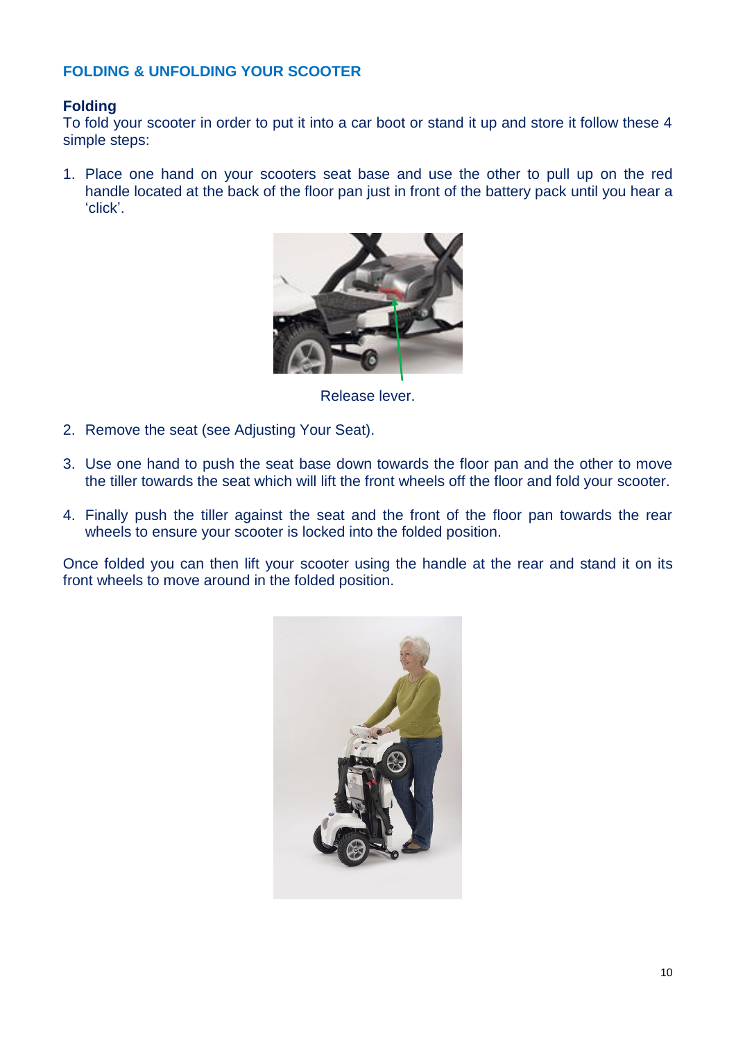## FOLDING & UNFOLDING YOUR SCOOTER

### Folding

To fold your scooter in order to put it into a car boot or stand it up and store it follow these 4 simple steps:

1. Place one hand on your scooters seat base and use the other to pull up on the red handle located at the back of the floor pan just in front of the battery pack until you hear a 'click'.

Release lever.

2. Remove the seat (see Adjusting Your Seat).

3. Use one hand to push the seat base down towards the floor pan and the other to move the tiller towards the seat which will lift the front wheels off the floor and fold your scooter.

4. Finally push the tiller against the seat and the front of the floor pan towards the rear wheels to ensure your scooter is locked into the folded position.

Once folded you can then lift your scooter using the handle at the rear and stand it on its front wheels to move around in the folded position.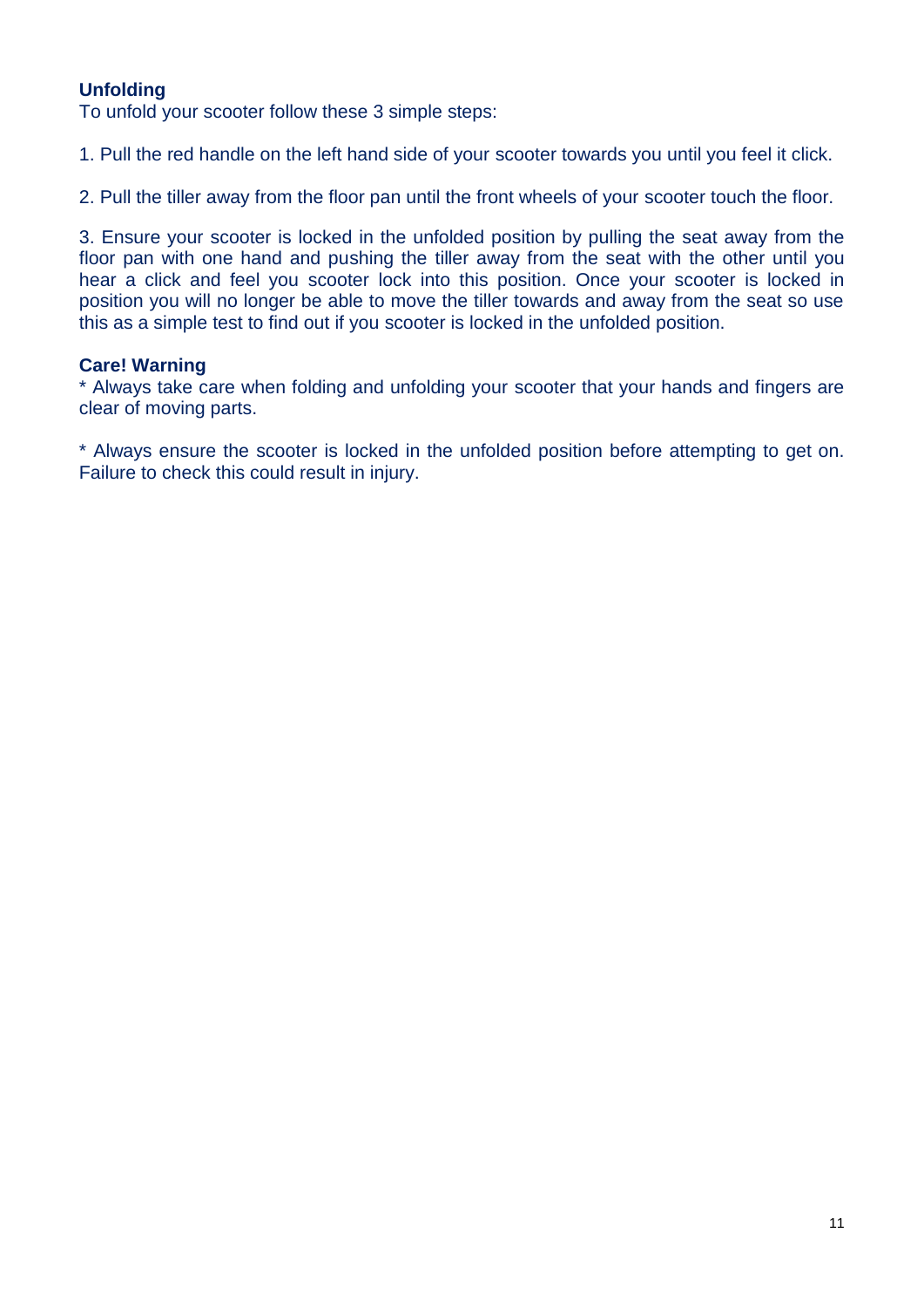**Unfolding**

To unfold your scooter follow these 3 simple steps:

1. Pull the red handle on the left hand side of your scooter towards you until you feel it click.

2. Pull the tiller away from the floor pan until the front wheels of your scooter touch the floor.

3. Ensure your scooter is locked in the unfolded position by pulling the seat away from the floor pan with one hand and pushing the tiller away from the seat with the other until you hear a click and feel you scooter lock into this position. Once your scooter is locked in position you will no longer be able to move the tiller towards and away from the seat so use this as a simple test to find out if you scooter is locked in the unfolded position.

**Care! Warning**

* Always take care when folding and unfolding your scooter that your hands and fingers are clear of moving parts.

* Always ensure the scooter is locked in the unfolded position before attempting to get on. Failure to check this could result in injury.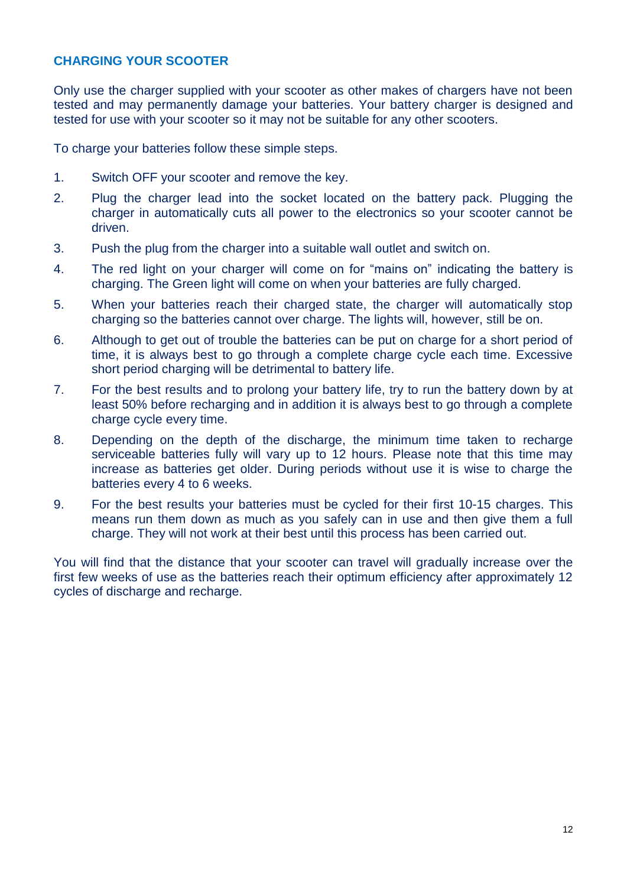## CHARGING YOUR SCOOTER

Only use the charger supplied with your scooter as other makes of chargers have not been tested and may permanently damage your batteries. Your battery charger is designed and tested for use with your scooter so it may not be suitable for any other scooters.

To charge your batteries follow these simple steps.

1. Switch OFF your scooter and remove the key.
2. Plug the charger lead into the socket located on the battery pack. Plugging the charger in automatically cuts all power to the electronics so your scooter cannot be driven.
3. Push the plug from the charger into a suitable wall outlet and switch on.
4. The red light on your charger will come on for “mains on” indicating the battery is charging. The Green light will come on when your batteries are fully charged.
5. When your batteries reach their charged state, the charger will automatically stop charging so the batteries cannot over charge. The lights will, however, still be on.
6. Although to get out of trouble the batteries can be put on charge for a short period of time, it is always best to go through a complete charge cycle each time. Excessive short period charging will be detrimental to battery life.
7. For the best results and to prolong your battery life, try to run the battery down by at least 50% before recharging and in addition it is always best to go through a complete charge cycle every time.
8. Depending on the depth of the discharge, the minimum time taken to recharge serviceable batteries fully will vary up to 12 hours. Please note that this time may increase as batteries get older. During periods without use it is wise to charge the batteries every 4 to 6 weeks.
9. For the best results your batteries must be cycled for their first 10-15 charges. This means run them down as much as you safely can in use and then give them a full charge. They will not work at their best until this process has been carried out.

You will find that the distance that your scooter can travel will gradually increase over the first few weeks of use as the batteries reach their optimum efficiency after approximately 12 cycles of discharge and recharge.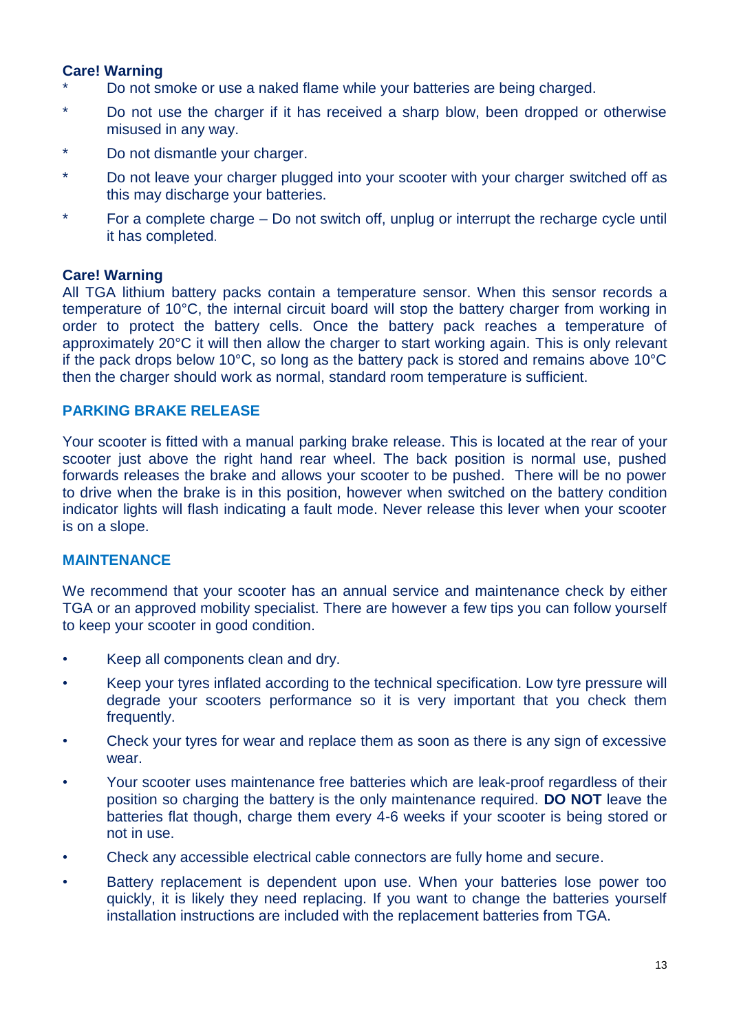**Care! Warning**

* Do not smoke or use a naked flame while your batteries are being charged.
* Do not use the charger if it has received a sharp blow, been dropped or otherwise misused in any way.
* Do not dismantle your charger.
* Do not leave your charger plugged into your scooter with your charger switched off as this may discharge your batteries.
* For a complete charge – Do not switch off, unplug or interrupt the recharge cycle until it has completed.

**Care! Warning**

All TGA lithium battery packs contain a temperature sensor. When this sensor records a temperature of 10°C, the internal circuit board will stop the battery charger from working in order to protect the battery cells. Once the battery pack reaches a temperature of approximately 20°C it will then allow the charger to start working again. This is only relevant if the pack drops below 10°C, so long as the battery pack is stored and remains above 10°C then the charger should work as normal, standard room temperature is sufficient.

## PARKING BRAKE RELEASE

Your scooter is fitted with a manual parking brake release. This is located at the rear of your scooter just above the right hand rear wheel. The back position is normal use, pushed forwards releases the brake and allows your scooter to be pushed. There will be no power to drive when the brake is in this position, however when switched on the battery condition indicator lights will flash indicating a fault mode. Never release this lever when your scooter is on a slope.

## MAINTENANCE

We recommend that your scooter has an annual service and maintenance check by either TGA or an approved mobility specialist. There are however a few tips you can follow yourself to keep your scooter in good condition.

- Keep all components clean and dry.
- Keep your tyres inflated according to the technical specification. Low tyre pressure will degrade your scooters performance so it is very important that you check them frequently.
- Check your tyres for wear and replace them as soon as there is any sign of excessive wear.
- Your scooter uses maintenance free batteries which are leak-proof regardless of their position so charging the battery is the only maintenance required. **DO NOT** leave the batteries flat though, charge them every 4-6 weeks if your scooter is being stored or not in use.
- Check any accessible electrical cable connectors are fully home and secure.
- Battery replacement is dependent upon use. When your batteries lose power too quickly, it is likely they need replacing. If you want to change the batteries yourself installation instructions are included with the replacement batteries from TGA.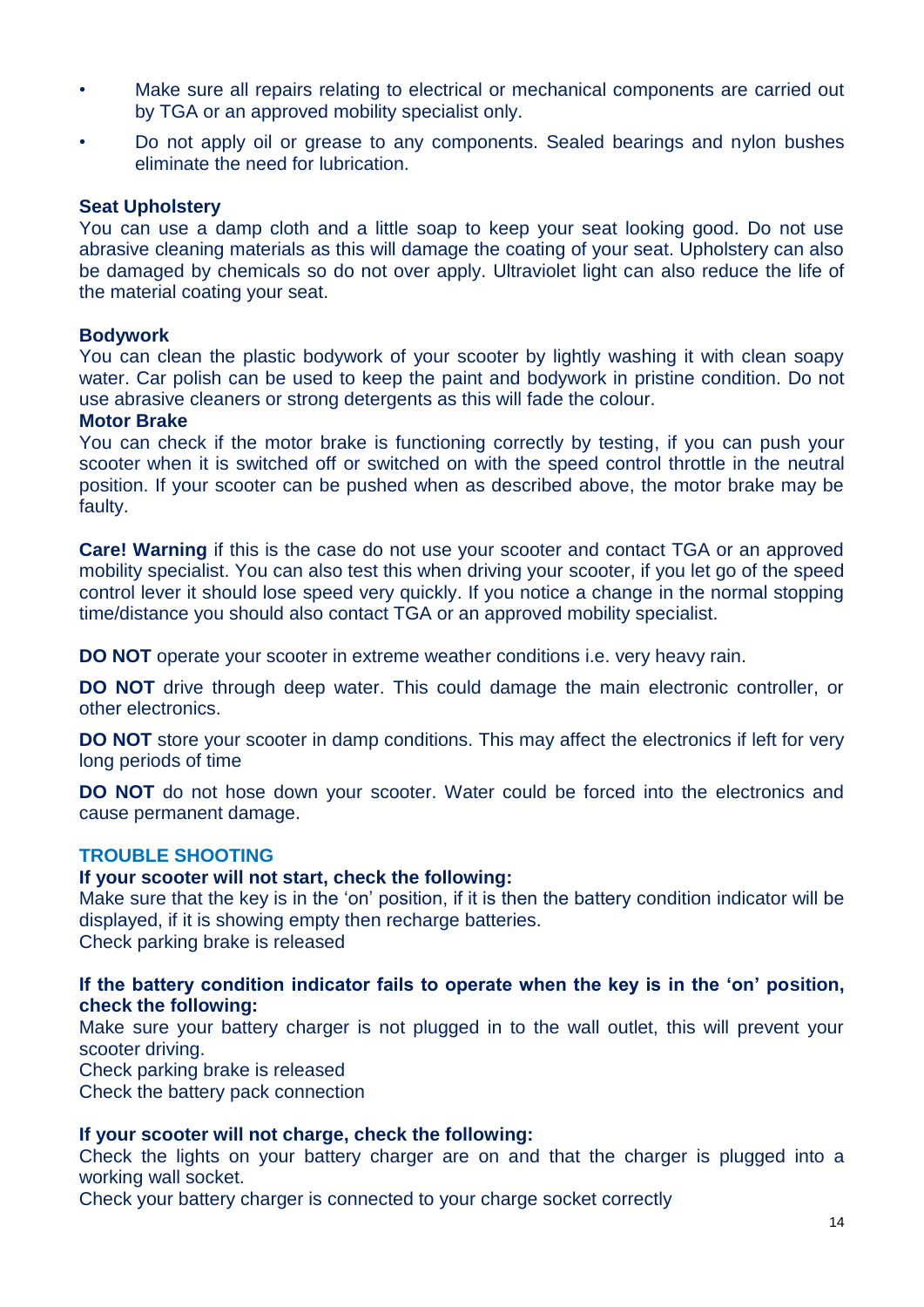- Make sure all repairs relating to electrical or mechanical components are carried out by TGA or an approved mobility specialist only.
- Do not apply oil or grease to any components. Sealed bearings and nylon bushes eliminate the need for lubrication.

**Seat Upholstery**

You can use a damp cloth and a little soap to keep your seat looking good. Do not use abrasive cleaning materials as this will damage the coating of your seat. Upholstery can also be damaged by chemicals so do not over apply. Ultraviolet light can also reduce the life of the material coating your seat.

**Bodywork**

You can clean the plastic bodywork of your scooter by lightly washing it with clean soapy water. Car polish can be used to keep the paint and bodywork in pristine condition. Do not use abrasive cleaners or strong detergents as this will fade the colour.

**Motor Brake**

You can check if the motor brake is functioning correctly by testing, if you can push your scooter when it is switched off or switched on with the speed control throttle in the neutral position. If your scooter can be pushed when as described above, the motor brake may be faulty.

**Care! Warning** if this is the case do not use your scooter and contact TGA or an approved mobility specialist. You can also test this when driving your scooter, if you let go of the speed control lever it should lose speed very quickly. If you notice a change in the normal stopping time/distance you should also contact TGA or an approved mobility specialist.

**DO NOT** operate your scooter in extreme weather conditions i.e. very heavy rain.

**DO NOT** drive through deep water. This could damage the main electronic controller, or other electronics.

**DO NOT** store your scooter in damp conditions. This may affect the electronics if left for very long periods of time

**DO NOT** do not hose down your scooter. Water could be forced into the electronics and cause permanent damage.

## TROUBLE SHOOTING

**If your scooter will not start, check the following:**

Make sure that the key is in the 'on' position, if it is then the battery condition indicator will be displayed, if it is showing empty then recharge batteries.

Check parking brake is released

**If the battery condition indicator fails to operate when the key is in the 'on' position, check the following:**

Make sure your battery charger is not plugged in to the wall outlet, this will prevent your scooter driving.

Check parking brake is released

Check the battery pack connection

**If your scooter will not charge, check the following:**

Check the lights on your battery charger are on and that the charger is plugged into a working wall socket.

Check your battery charger is connected to your charge socket correctly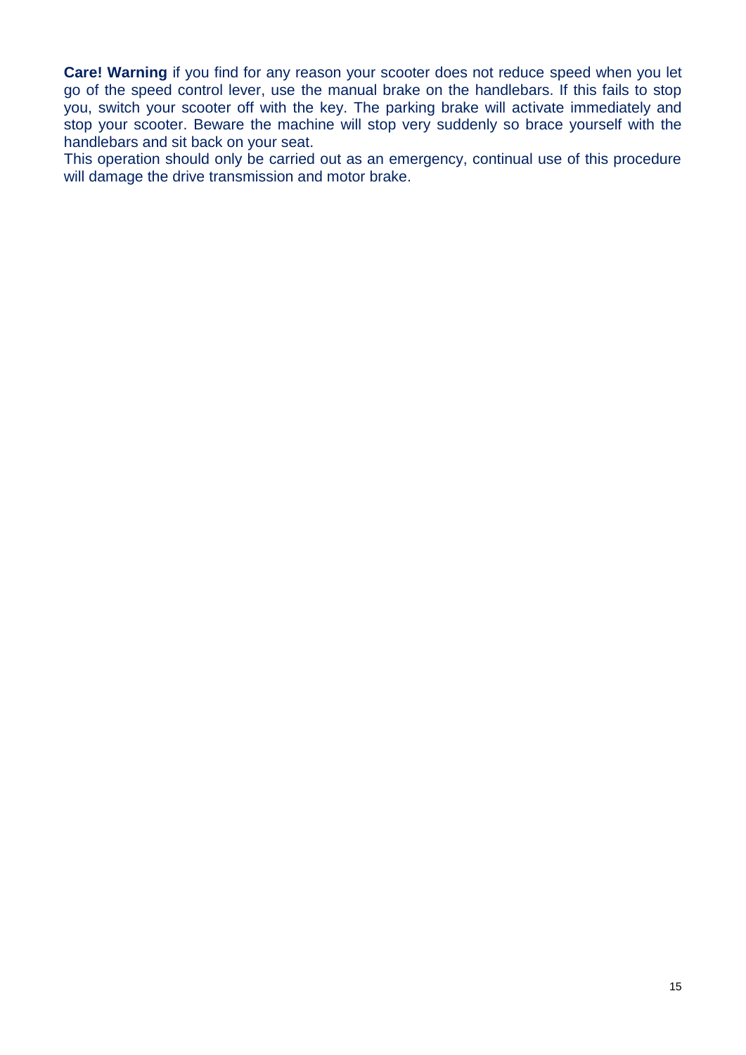**Care! Warning** if you find for any reason your scooter does not reduce speed when you let go of the speed control lever, use the manual brake on the handlebars. If this fails to stop you, switch your scooter off with the key. The parking brake will activate immediately and stop your scooter. Beware the machine will stop very suddenly so brace yourself with the handlebars and sit back on your seat.

This operation should only be carried out as an emergency, continual use of this procedure will damage the drive transmission and motor brake.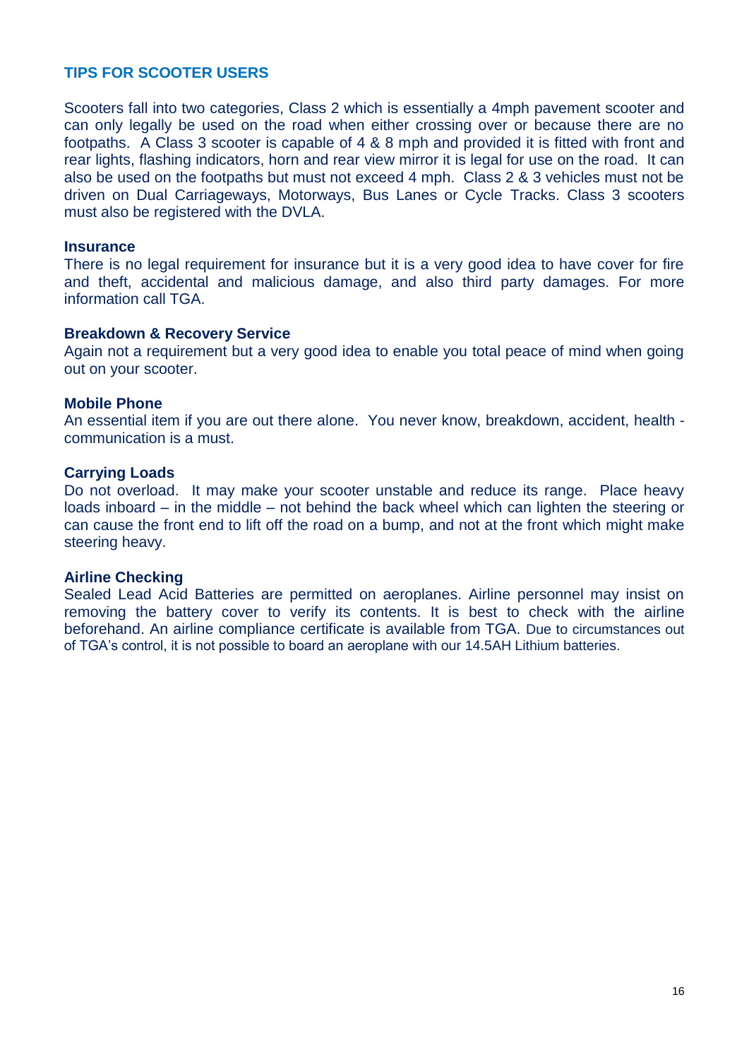## TIPS FOR SCOOTER USERS

Scooters fall into two categories, Class 2 which is essentially a 4mph pavement scooter and can only legally be used on the road when either crossing over or because there are no footpaths. A Class 3 scooter is capable of 4 & 8 mph and provided it is fitted with front and rear lights, flashing indicators, horn and rear view mirror it is legal for use on the road. It can also be used on the footpaths but must not exceed 4 mph. Class 2 & 3 vehicles must not be driven on Dual Carriageways, Motorways, Bus Lanes or Cycle Tracks. Class 3 scooters must also be registered with the DVLA.

**Insurance**

There is no legal requirement for insurance but it is a very good idea to have cover for fire and theft, accidental and malicious damage, and also third party damages. For more information call TGA.

**Breakdown & Recovery Service**

Again not a requirement but a very good idea to enable you total peace of mind when going out on your scooter.

**Mobile Phone**

An essential item if you are out there alone. You never know, breakdown, accident, health - communication is a must.

**Carrying Loads**

Do not overload. It may make your scooter unstable and reduce its range. Place heavy loads inboard – in the middle – not behind the back wheel which can lighten the steering or can cause the front end to lift off the road on a bump, and not at the front which might make steering heavy.

**Airline Checking**

Sealed Lead Acid Batteries are permitted on aeroplanes. Airline personnel may insist on removing the battery cover to verify its contents. It is best to check with the airline beforehand. An airline compliance certificate is available from TGA. Due to circumstances out of TGA's control, it is not possible to board an aeroplane with our 14.5AH Lithium batteries.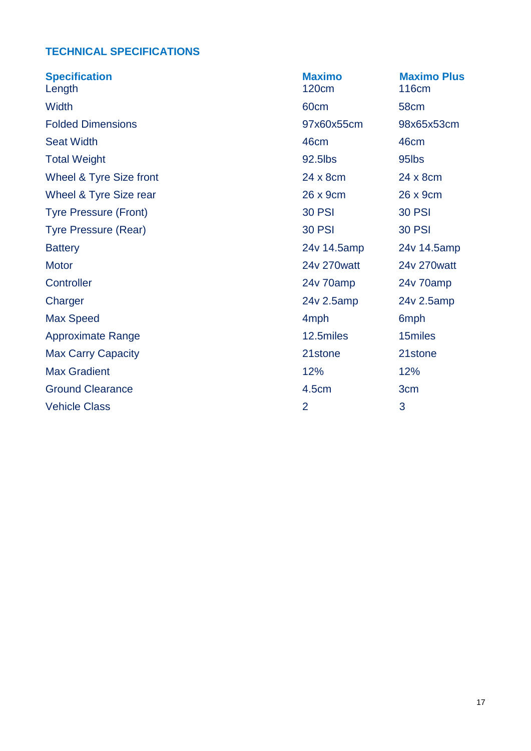## TECHNICAL SPECIFICATIONS

| Specification | Maximo | Maximo Plus |
|---|---|---|
| Length | 120cm | 116cm |
| Width | 60cm | 58cm |
| Folded Dimensions | 97x60x55cm | 98x65x53cm |
| Seat Width | 46cm | 46cm |
| Total Weight | 92.5lbs | 95lbs |
| Wheel & Tyre Size front | 24 x 8cm | 24 x 8cm |
| Wheel & Tyre Size rear | 26 x 9cm | 26 x 9cm |
| Tyre Pressure (Front) | 30 PSI | 30 PSI |
| Tyre Pressure (Rear) | 30 PSI | 30 PSI |
| Battery | 24v 14.5amp | 24v 14.5amp |
| Motor | 24v 270watt | 24v 270watt |
| Controller | 24v 70amp | 24v 70amp |
| Charger | 24v 2.5amp | 24v 2.5amp |
| Max Speed | 4mph | 6mph |
| Approximate Range | 12.5miles | 15miles |
| Max Carry Capacity | 21stone | 21stone |
| Max Gradient | 12% | 12% |
| Ground Clearance | 4.5cm | 3cm |
| Vehicle Class | 2 | 3 |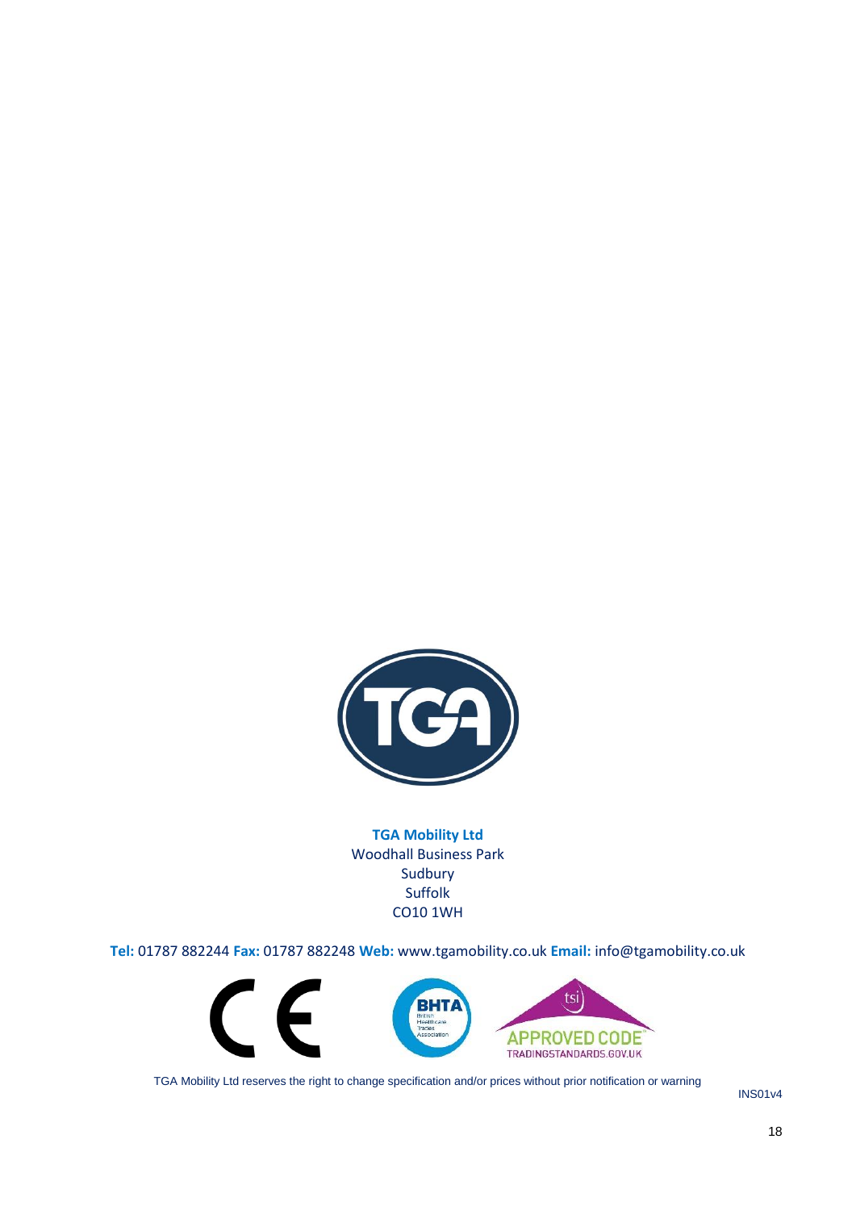**TGA Mobility Ltd**
Woodhall Business Park
Sudbury
Suffolk
CO10 1WH

**Tel:** 01787 882244 **Fax:** 01787 882248 **Web:** www.tgamobility.co.uk **Email:** info@tgamobility.co.uk

TGA Mobility Ltd reserves the right to change specification and/or prices without prior notification or warning

INS01v4